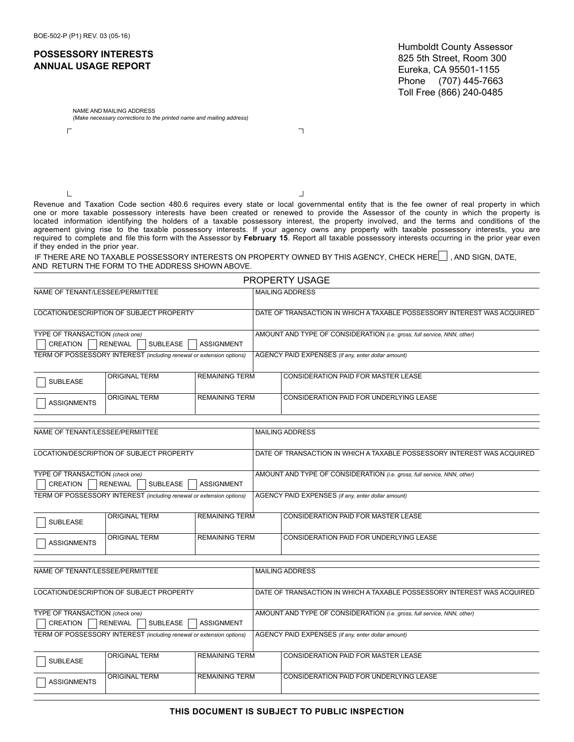BOE-502-P (P1) REV. 03 (05-16)

## POSSESSORY INTERESTS ANNUAL USAGE REPORT

Humboldt County Assessor
825 5th Street, Room 300
Eureka, CA 95501-1155
Phone (707) 445-7663
Toll Free (866) 240-0485

NAME AND MAILING ADDRESS
*(Make necessary corrections to the printed name and mailing address)*

Revenue and Taxation Code section 480.6 requires every state or local governmental entity that is the fee owner of real property in which one or more taxable possessory interests have been created or renewed to provide the Assessor of the county in which the property is located information identifying the holders of a taxable possessory interest, the property involved, and the terms and conditions of the agreement giving rise to the taxable possessory interests. If your agency owns any property with taxable possessory interests, you are required to complete and file this form with the Assessor by **February 15**. Report all taxable possessory interests occurring in the prior year even if they ended in the prior year.

IF THERE ARE NO TAXABLE POSSESSORY INTERESTS ON PROPERTY OWNED BY THIS AGENCY, CHECK HERE ☐ , AND SIGN, DATE, AND RETURN THE FORM TO THE ADDRESS SHOWN ABOVE.

## PROPERTY USAGE

| NAME OF TENANT/LESSEE/PERMITTEE | | | MAILING ADDRESS |
|---|---|---|---|
| LOCATION/DESCRIPTION OF SUBJECT PROPERTY | | | DATE OF TRANSACTION IN WHICH A TAXABLE POSSESSORY INTEREST WAS ACQUIRED |
| TYPE OF TRANSACTION *(check one)* ☐ CREATION ☐ RENEWAL ☐ SUBLEASE ☐ ASSIGNMENT | | | AMOUNT AND TYPE OF CONSIDERATION *(i.e. gross, full service, NNN, other)* |
| TERM OF POSSESSORY INTEREST *(including renewal or extension options)* | | | AGENCY PAID EXPENSES *(if any, enter dollar amount)* |
| ☐ SUBLEASE | ORIGINAL TERM | REMAINING TERM | CONSIDERATION PAID FOR MASTER LEASE |
| ☐ ASSIGNMENTS | ORIGINAL TERM | REMAINING TERM | CONSIDERATION PAID FOR UNDERLYING LEASE |

| NAME OF TENANT/LESSEE/PERMITTEE | | | MAILING ADDRESS |
|---|---|---|---|
| LOCATION/DESCRIPTION OF SUBJECT PROPERTY | | | DATE OF TRANSACTION IN WHICH A TAXABLE POSSESSORY INTEREST WAS ACQUIRED |
| TYPE OF TRANSACTION *(check one)* ☐ CREATION ☐ RENEWAL ☐ SUBLEASE ☐ ASSIGNMENT | | | AMOUNT AND TYPE OF CONSIDERATION *(i.e. gross, full service, NNN, other)* |
| TERM OF POSSESSORY INTEREST *(including renewal or extension options)* | | | AGENCY PAID EXPENSES *(if any, enter dollar amount)* |
| ☐ SUBLEASE | ORIGINAL TERM | REMAINING TERM | CONSIDERATION PAID FOR MASTER LEASE |
| ☐ ASSIGNMENTS | ORIGINAL TERM | REMAINING TERM | CONSIDERATION PAID FOR UNDERLYING LEASE |

| NAME OF TENANT/LESSEE/PERMITTEE | | | MAILING ADDRESS |
|---|---|---|---|
| LOCATION/DESCRIPTION OF SUBJECT PROPERTY | | | DATE OF TRANSACTION IN WHICH A TAXABLE POSSESSORY INTEREST WAS ACQUIRED |
| TYPE OF TRANSACTION *(check one)* ☐ CREATION ☐ RENEWAL ☐ SUBLEASE ☐ ASSIGNMENT | | | AMOUNT AND TYPE OF CONSIDERATION *(i.e. gross, full service, NNN, other)* |
| TERM OF POSSESSORY INTEREST *(including renewal or extension options)* | | | AGENCY PAID EXPENSES *(if any, enter dollar amount)* |
| ☐ SUBLEASE | ORIGINAL TERM | REMAINING TERM | CONSIDERATION PAID FOR MASTER LEASE |
| ☐ ASSIGNMENTS | ORIGINAL TERM | REMAINING TERM | CONSIDERATION PAID FOR UNDERLYING LEASE |

**THIS DOCUMENT IS SUBJECT TO PUBLIC INSPECTION**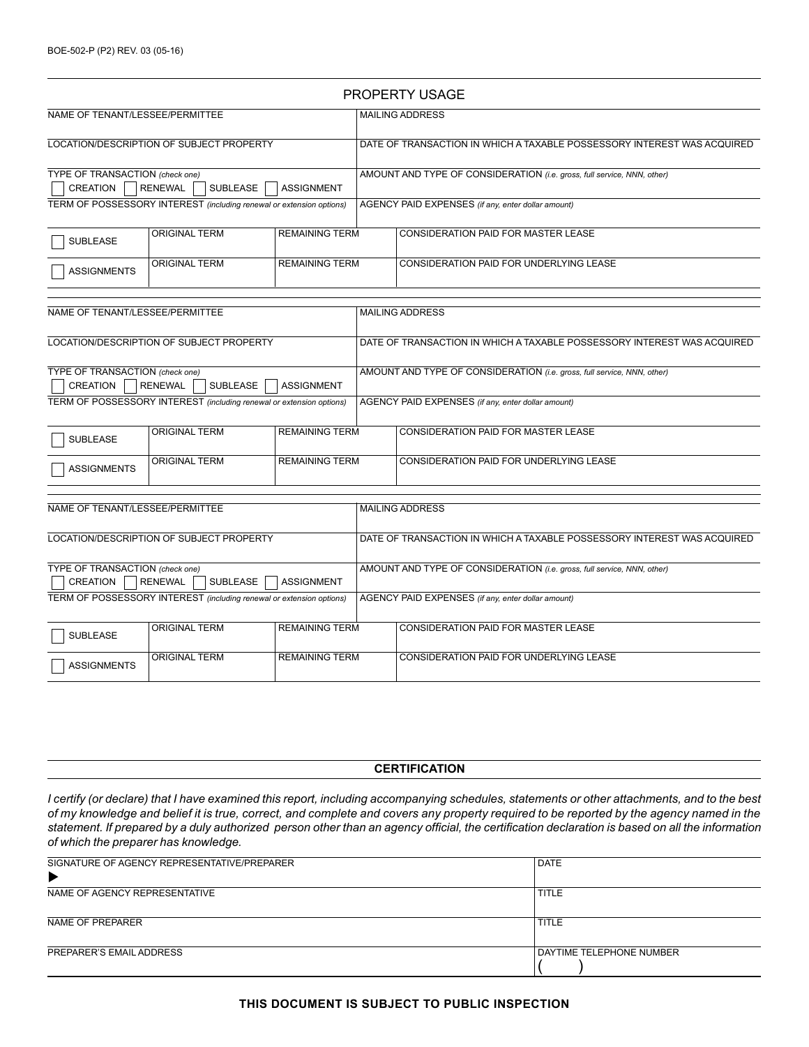BOE-502-P (P2) REV. 03 (05-16)

## PROPERTY USAGE

| | | | |
|---|---|---|---|
| NAME OF TENANT/LESSEE/PERMITTEE | | MAILING ADDRESS | |
| LOCATION/DESCRIPTION OF SUBJECT PROPERTY | | DATE OF TRANSACTION IN WHICH A TAXABLE POSSESSORY INTEREST WAS ACQUIRED | |
| TYPE OF TRANSACTION *(check one)* ☐ CREATION ☐ RENEWAL ☐ SUBLEASE ☐ ASSIGNMENT | | AMOUNT AND TYPE OF CONSIDERATION *(i.e. gross, full service, NNN, other)* | |
| TERM OF POSSESSORY INTEREST *(including renewal or extension options)* | | AGENCY PAID EXPENSES *(if any, enter dollar amount)* | |
| ☐ SUBLEASE | ORIGINAL TERM | REMAINING TERM | CONSIDERATION PAID FOR MASTER LEASE |
| ☐ ASSIGNMENTS | ORIGINAL TERM | REMAINING TERM | CONSIDERATION PAID FOR UNDERLYING LEASE |

| | | | |
|---|---|---|---|
| NAME OF TENANT/LESSEE/PERMITTEE | | MAILING ADDRESS | |
| LOCATION/DESCRIPTION OF SUBJECT PROPERTY | | DATE OF TRANSACTION IN WHICH A TAXABLE POSSESSORY INTEREST WAS ACQUIRED | |
| TYPE OF TRANSACTION *(check one)* ☐ CREATION ☐ RENEWAL ☐ SUBLEASE ☐ ASSIGNMENT | | AMOUNT AND TYPE OF CONSIDERATION *(i.e. gross, full service, NNN, other)* | |
| TERM OF POSSESSORY INTEREST *(including renewal or extension options)* | | AGENCY PAID EXPENSES *(if any, enter dollar amount)* | |
| ☐ SUBLEASE | ORIGINAL TERM | REMAINING TERM | CONSIDERATION PAID FOR MASTER LEASE |
| ☐ ASSIGNMENTS | ORIGINAL TERM | REMAINING TERM | CONSIDERATION PAID FOR UNDERLYING LEASE |

| | | | |
|---|---|---|---|
| NAME OF TENANT/LESSEE/PERMITTEE | | MAILING ADDRESS | |
| LOCATION/DESCRIPTION OF SUBJECT PROPERTY | | DATE OF TRANSACTION IN WHICH A TAXABLE POSSESSORY INTEREST WAS ACQUIRED | |
| TYPE OF TRANSACTION *(check one)* ☐ CREATION ☐ RENEWAL ☐ SUBLEASE ☐ ASSIGNMENT | | AMOUNT AND TYPE OF CONSIDERATION *(i.e. gross, full service, NNN, other)* | |
| TERM OF POSSESSORY INTEREST *(including renewal or extension options)* | | AGENCY PAID EXPENSES *(if any, enter dollar amount)* | |
| ☐ SUBLEASE | ORIGINAL TERM | REMAINING TERM | CONSIDERATION PAID FOR MASTER LEASE |
| ☐ ASSIGNMENTS | ORIGINAL TERM | REMAINING TERM | CONSIDERATION PAID FOR UNDERLYING LEASE |

## CERTIFICATION

*I certify (or declare) that I have examined this report, including accompanying schedules, statements or other attachments, and to the best of my knowledge and belief it is true, correct, and complete and covers any property required to be reported by the agency named in the statement. If prepared by a duly authorized person other than an agency official, the certification declaration is based on all the information of which the preparer has knowledge.*

| | |
|---|---|
| SIGNATURE OF AGENCY REPRESENTATIVE/PREPARER ▶ | DATE |
| NAME OF AGENCY REPRESENTATIVE | TITLE |
| NAME OF PREPARER | TITLE |
| PREPARER'S EMAIL ADDRESS | DAYTIME TELEPHONE NUMBER ( ) |

**THIS DOCUMENT IS SUBJECT TO PUBLIC INSPECTION**